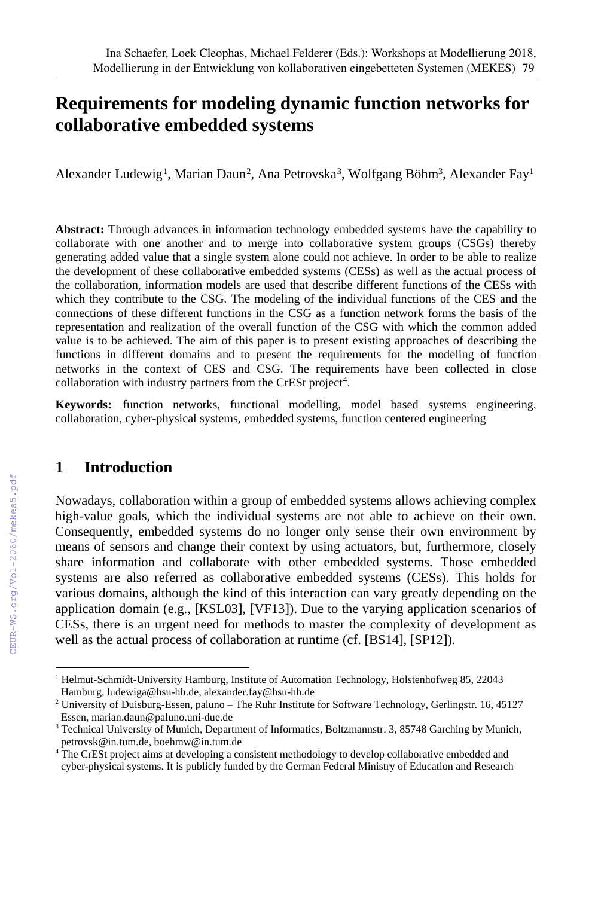# Requirements for modeling dynamic function networks for collaborative embedded systems

Alexander Ludewig[1], Marian Daun[2], Ana Petrovska[3], Wolfgang Böhm[3], Alexander Fay[1]

**Abstract:** Through advances in information technology embedded systems have the capability to collaborate with one another and to merge into collaborative system groups (CSGs) thereby generating added value that a single system alone could not achieve. In order to be able to realize the development of these collaborative embedded systems (CESs) as well as the actual process of the collaboration, information models are used that describe different functions of the CESs with which they contribute to the CSG. The modeling of the individual functions of the CES and the connections of these different functions in the CSG as a function network forms the basis of the representation and realization of the overall function of the CSG with which the common added value is to be achieved. The aim of this paper is to present existing approaches of describing the functions in different domains and to present the requirements for the modeling of function networks in the context of CES and CSG. The requirements have been collected in close collaboration with industry partners from the CrESt project[4].

**Keywords:** function networks, functional modelling, model based systems engineering, collaboration, cyber-physical systems, embedded systems, function centered engineering

## 1 Introduction

Nowadays, collaboration within a group of embedded systems allows achieving complex high-value goals, which the individual systems are not able to achieve on their own. Consequently, embedded systems do no longer only sense their own environment by means of sensors and change their context by using actuators, but, furthermore, closely share information and collaborate with other embedded systems. Those embedded systems are also referred as collaborative embedded systems (CESs). This holds for various domains, although the kind of this interaction can vary greatly depending on the application domain (e.g., [KSL03], [VF13]). Due to the varying application scenarios of CESs, there is an urgent need for methods to master the complexity of development as well as the actual process of collaboration at runtime (cf. [BS14], [SP12]).

[1] Helmut-Schmidt-University Hamburg, Institute of Automation Technology, Holstenhofweg 85, 22043 Hamburg, ludewiga@hsu-hh.de, alexander.fay@hsu-hh.de

[2] University of Duisburg-Essen, paluno – The Ruhr Institute for Software Technology, Gerlingstr. 16, 45127 Essen, marian.daun@paluno.uni-due.de

[3] Technical University of Munich, Department of Informatics, Boltzmannstr. 3, 85748 Garching by Munich, petrovsk@in.tum.de, boehmw@in.tum.de

[4] The CrESt project aims at developing a consistent methodology to develop collaborative embedded and cyber-physical systems. It is publicly funded by the German Federal Ministry of Education and Research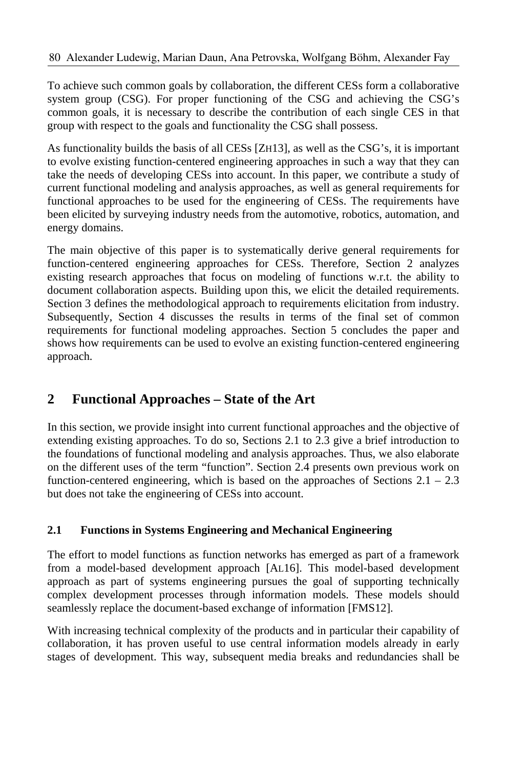To achieve such common goals by collaboration, the different CESs form a collaborative system group (CSG). For proper functioning of the CSG and achieving the CSG's common goals, it is necessary to describe the contribution of each single CES in that group with respect to the goals and functionality the CSG shall possess.

As functionality builds the basis of all CESs [ZH13], as well as the CSG's, it is important to evolve existing function-centered engineering approaches in such a way that they can take the needs of developing CESs into account. In this paper, we contribute a study of current functional modeling and analysis approaches, as well as general requirements for functional approaches to be used for the engineering of CESs. The requirements have been elicited by surveying industry needs from the automotive, robotics, automation, and energy domains.

The main objective of this paper is to systematically derive general requirements for function-centered engineering approaches for CESs. Therefore, Section 2 analyzes existing research approaches that focus on modeling of functions w.r.t. the ability to document collaboration aspects. Building upon this, we elicit the detailed requirements. Section 3 defines the methodological approach to requirements elicitation from industry. Subsequently, Section 4 discusses the results in terms of the final set of common requirements for functional modeling approaches. Section 5 concludes the paper and shows how requirements can be used to evolve an existing function-centered engineering approach.

## 2 Functional Approaches – State of the Art

In this section, we provide insight into current functional approaches and the objective of extending existing approaches. To do so, Sections 2.1 to 2.3 give a brief introduction to the foundations of functional modeling and analysis approaches. Thus, we also elaborate on the different uses of the term "function". Section 2.4 presents own previous work on function-centered engineering, which is based on the approaches of Sections 2.1 – 2.3 but does not take the engineering of CESs into account.

### 2.1 Functions in Systems Engineering and Mechanical Engineering

The effort to model functions as function networks has emerged as part of a framework from a model-based development approach [AL16]. This model-based development approach as part of systems engineering pursues the goal of supporting technically complex development processes through information models. These models should seamlessly replace the document-based exchange of information [FMS12].

With increasing technical complexity of the products and in particular their capability of collaboration, it has proven useful to use central information models already in early stages of development. This way, subsequent media breaks and redundancies shall be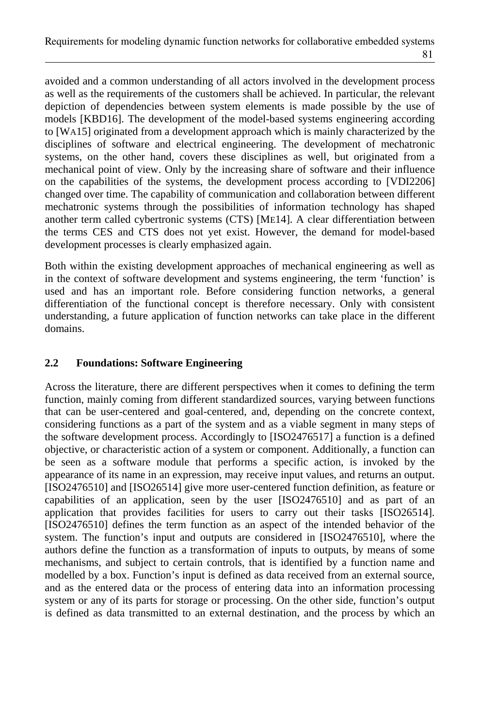avoided and a common understanding of all actors involved in the development process as well as the requirements of the customers shall be achieved. In particular, the relevant depiction of dependencies between system elements is made possible by the use of models [KBD16]. The development of the model-based systems engineering according to [WA15] originated from a development approach which is mainly characterized by the disciplines of software and electrical engineering. The development of mechatronic systems, on the other hand, covers these disciplines as well, but originated from a mechanical point of view. Only by the increasing share of software and their influence on the capabilities of the systems, the development process according to [VDI2206] changed over time. The capability of communication and collaboration between different mechatronic systems through the possibilities of information technology has shaped another term called cybertronic systems (CTS) [ME14]. A clear differentiation between the terms CES and CTS does not yet exist. However, the demand for model-based development processes is clearly emphasized again.

Both within the existing development approaches of mechanical engineering as well as in the context of software development and systems engineering, the term 'function' is used and has an important role. Before considering function networks, a general differentiation of the functional concept is therefore necessary. Only with consistent understanding, a future application of function networks can take place in the different domains.

## 2.2 Foundations: Software Engineering

Across the literature, there are different perspectives when it comes to defining the term function, mainly coming from different standardized sources, varying between functions that can be user-centered and goal-centered, and, depending on the concrete context, considering functions as a part of the system and as a viable segment in many steps of the software development process. Accordingly to [ISO2476517] a function is a defined objective, or characteristic action of a system or component. Additionally, a function can be seen as a software module that performs a specific action, is invoked by the appearance of its name in an expression, may receive input values, and returns an output. [ISO2476510] and [ISO26514] give more user-centered function definition, as feature or capabilities of an application, seen by the user [ISO2476510] and as part of an application that provides facilities for users to carry out their tasks [ISO26514]. [ISO2476510] defines the term function as an aspect of the intended behavior of the system. The function's input and outputs are considered in [ISO2476510], where the authors define the function as a transformation of inputs to outputs, by means of some mechanisms, and subject to certain controls, that is identified by a function name and modelled by a box. Function's input is defined as data received from an external source, and as the entered data or the process of entering data into an information processing system or any of its parts for storage or processing. On the other side, function's output is defined as data transmitted to an external destination, and the process by which an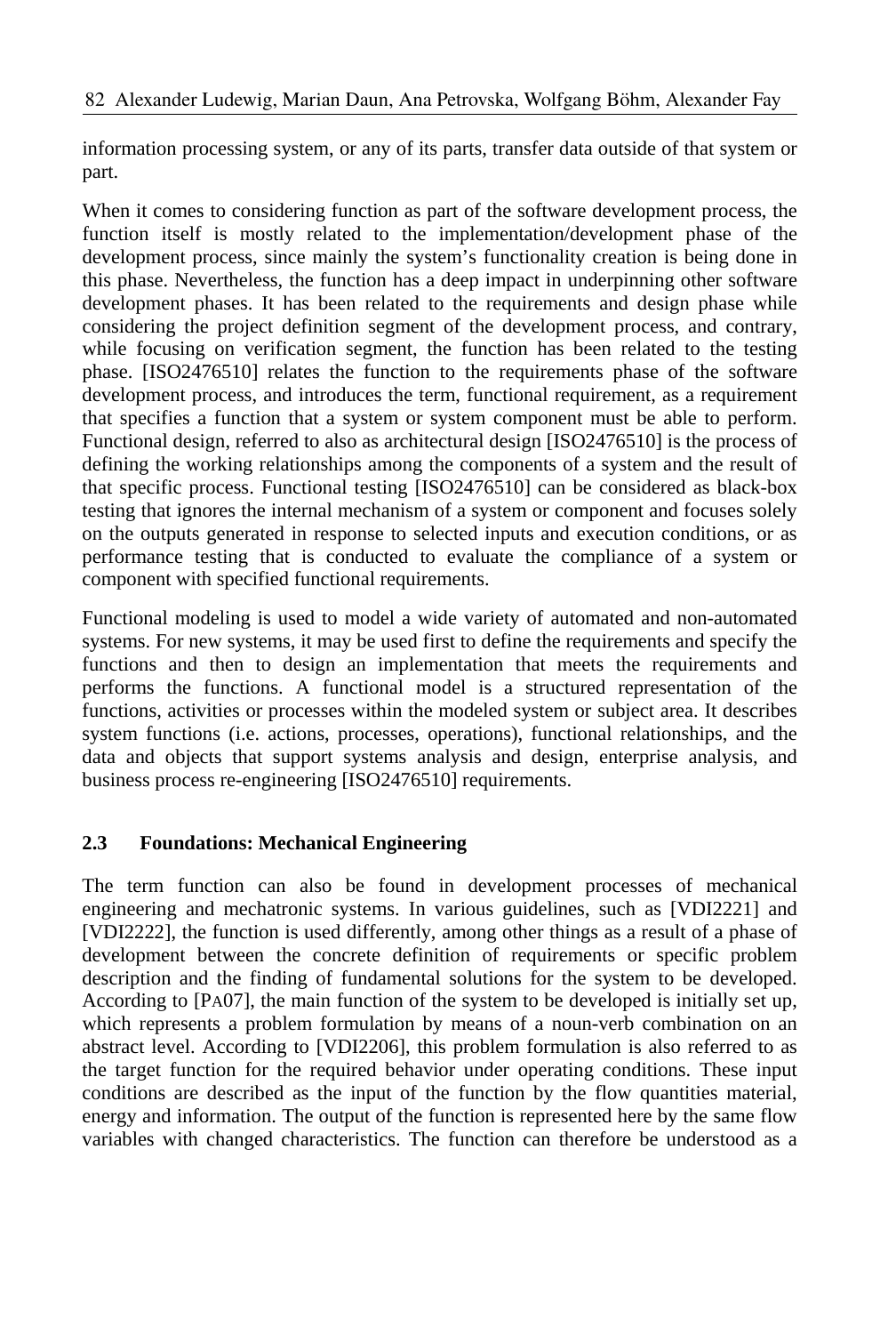information processing system, or any of its parts, transfer data outside of that system or part.

When it comes to considering function as part of the software development process, the function itself is mostly related to the implementation/development phase of the development process, since mainly the system's functionality creation is being done in this phase. Nevertheless, the function has a deep impact in underpinning other software development phases. It has been related to the requirements and design phase while considering the project definition segment of the development process, and contrary, while focusing on verification segment, the function has been related to the testing phase. [ISO2476510] relates the function to the requirements phase of the software development process, and introduces the term, functional requirement, as a requirement that specifies a function that a system or system component must be able to perform. Functional design, referred to also as architectural design [ISO2476510] is the process of defining the working relationships among the components of a system and the result of that specific process. Functional testing [ISO2476510] can be considered as black-box testing that ignores the internal mechanism of a system or component and focuses solely on the outputs generated in response to selected inputs and execution conditions, or as performance testing that is conducted to evaluate the compliance of a system or component with specified functional requirements.

Functional modeling is used to model a wide variety of automated and non-automated systems. For new systems, it may be used first to define the requirements and specify the functions and then to design an implementation that meets the requirements and performs the functions. A functional model is a structured representation of the functions, activities or processes within the modeled system or subject area. It describes system functions (i.e. actions, processes, operations), functional relationships, and the data and objects that support systems analysis and design, enterprise analysis, and business process re-engineering [ISO2476510] requirements.

## 2.3 Foundations: Mechanical Engineering

The term function can also be found in development processes of mechanical engineering and mechatronic systems. In various guidelines, such as [VDI2221] and [VDI2222], the function is used differently, among other things as a result of a phase of development between the concrete definition of requirements or specific problem description and the finding of fundamental solutions for the system to be developed. According to [PA07], the main function of the system to be developed is initially set up, which represents a problem formulation by means of a noun-verb combination on an abstract level. According to [VDI2206], this problem formulation is also referred to as the target function for the required behavior under operating conditions. These input conditions are described as the input of the function by the flow quantities material, energy and information. The output of the function is represented here by the same flow variables with changed characteristics. The function can therefore be understood as a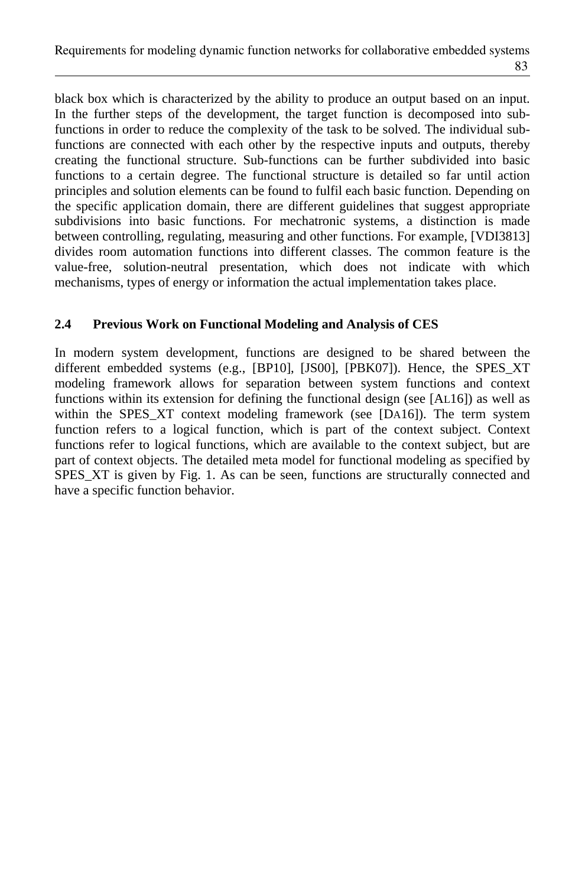black box which is characterized by the ability to produce an output based on an input. In the further steps of the development, the target function is decomposed into sub-functions in order to reduce the complexity of the task to be solved. The individual sub-functions are connected with each other by the respective inputs and outputs, thereby creating the functional structure. Sub-functions can be further subdivided into basic functions to a certain degree. The functional structure is detailed so far until action principles and solution elements can be found to fulfil each basic function. Depending on the specific application domain, there are different guidelines that suggest appropriate subdivisions into basic functions. For mechatronic systems, a distinction is made between controlling, regulating, measuring and other functions. For example, [VDI3813] divides room automation functions into different classes. The common feature is the value-free, solution-neutral presentation, which does not indicate with which mechanisms, types of energy or information the actual implementation takes place.

### 2.4 Previous Work on Functional Modeling and Analysis of CES

In modern system development, functions are designed to be shared between the different embedded systems (e.g., [BP10], [JS00], [PBK07]). Hence, the SPES_XT modeling framework allows for separation between system functions and context functions within its extension for defining the functional design (see [AL16]) as well as within the SPES_XT context modeling framework (see [DA16]). The term system function refers to a logical function, which is part of the context subject. Context functions refer to logical functions, which are available to the context subject, but are part of context objects. The detailed meta model for functional modeling as specified by SPES_XT is given by Fig. 1. As can be seen, functions are structurally connected and have a specific function behavior.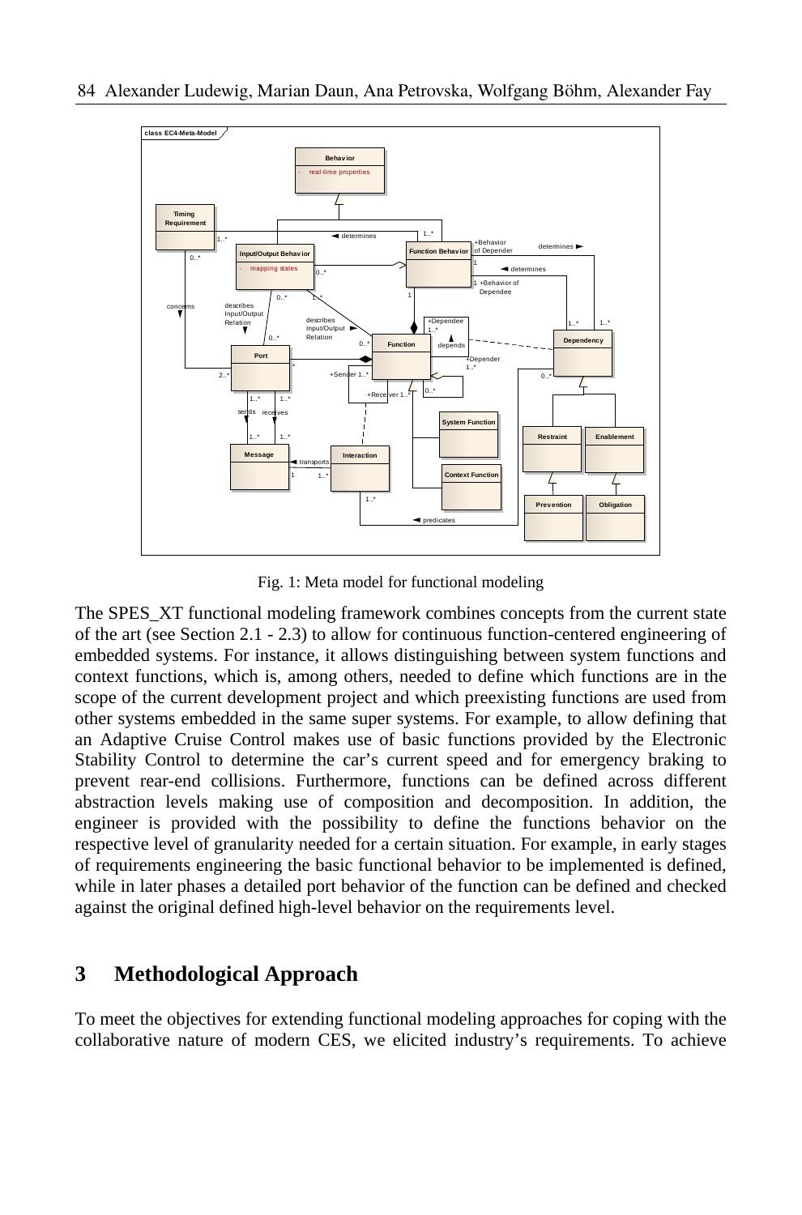Fig. 1: Meta model for functional modeling

The SPES_XT functional modeling framework combines concepts from the current state of the art (see Section 2.1 - 2.3) to allow for continuous function-centered engineering of embedded systems. For instance, it allows distinguishing between system functions and context functions, which is, among others, needed to define which functions are in the scope of the current development project and which preexisting functions are used from other systems embedded in the same super systems. For example, to allow defining that an Adaptive Cruise Control makes use of basic functions provided by the Electronic Stability Control to determine the car's current speed and for emergency braking to prevent rear-end collisions. Furthermore, functions can be defined across different abstraction levels making use of composition and decomposition. In addition, the engineer is provided with the possibility to define the functions behavior on the respective level of granularity needed for a certain situation. For example, in early stages of requirements engineering the basic functional behavior to be implemented is defined, while in later phases a detailed port behavior of the function can be defined and checked against the original defined high-level behavior on the requirements level.

## 3 Methodological Approach

To meet the objectives for extending functional modeling approaches for coping with the collaborative nature of modern CES, we elicited industry's requirements. To achieve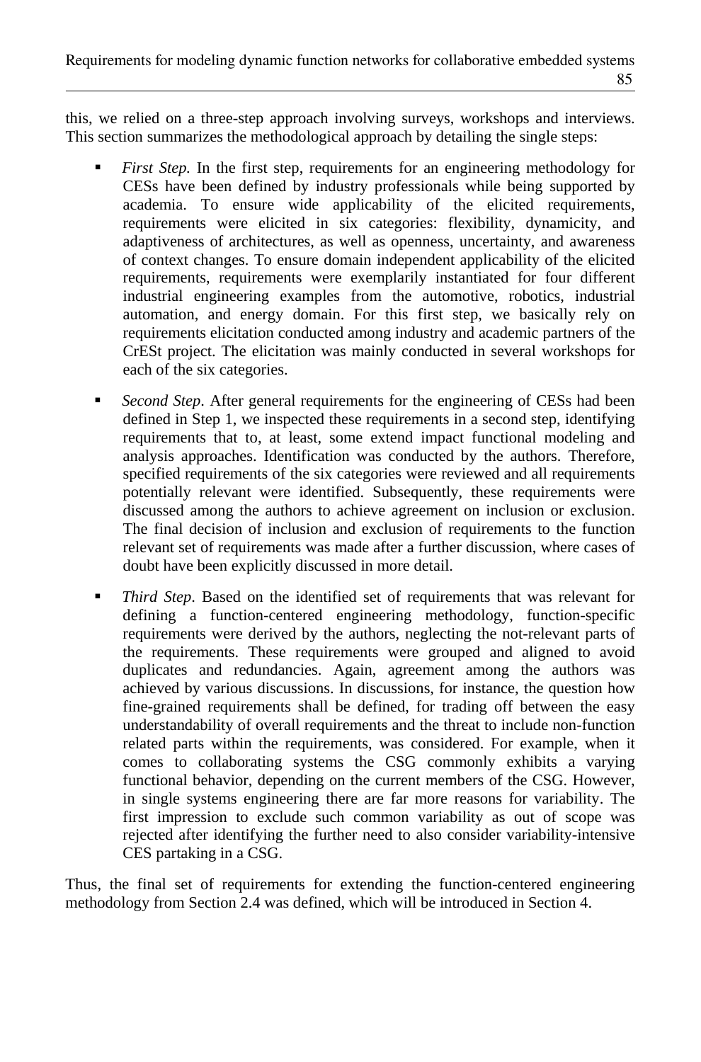this, we relied on a three-step approach involving surveys, workshops and interviews. This section summarizes the methodological approach by detailing the single steps:

- *First Step.* In the first step, requirements for an engineering methodology for CESs have been defined by industry professionals while being supported by academia. To ensure wide applicability of the elicited requirements, requirements were elicited in six categories: flexibility, dynamicity, and adaptiveness of architectures, as well as openness, uncertainty, and awareness of context changes. To ensure domain independent applicability of the elicited requirements, requirements were exemplarily instantiated for four different industrial engineering examples from the automotive, robotics, industrial automation, and energy domain. For this first step, we basically rely on requirements elicitation conducted among industry and academic partners of the CrESt project. The elicitation was mainly conducted in several workshops for each of the six categories.

- *Second Step*. After general requirements for the engineering of CESs had been defined in Step 1, we inspected these requirements in a second step, identifying requirements that to, at least, some extend impact functional modeling and analysis approaches. Identification was conducted by the authors. Therefore, specified requirements of the six categories were reviewed and all requirements potentially relevant were identified. Subsequently, these requirements were discussed among the authors to achieve agreement on inclusion or exclusion. The final decision of inclusion and exclusion of requirements to the function relevant set of requirements was made after a further discussion, where cases of doubt have been explicitly discussed in more detail.

- *Third Step*. Based on the identified set of requirements that was relevant for defining a function-centered engineering methodology, function-specific requirements were derived by the authors, neglecting the not-relevant parts of the requirements. These requirements were grouped and aligned to avoid duplicates and redundancies. Again, agreement among the authors was achieved by various discussions. In discussions, for instance, the question how fine-grained requirements shall be defined, for trading off between the easy understandability of overall requirements and the threat to include non-function related parts within the requirements, was considered. For example, when it comes to collaborating systems the CSG commonly exhibits a varying functional behavior, depending on the current members of the CSG. However, in single systems engineering there are far more reasons for variability. The first impression to exclude such common variability as out of scope was rejected after identifying the further need to also consider variability-intensive CES partaking in a CSG.

Thus, the final set of requirements for extending the function-centered engineering methodology from Section 2.4 was defined, which will be introduced in Section 4.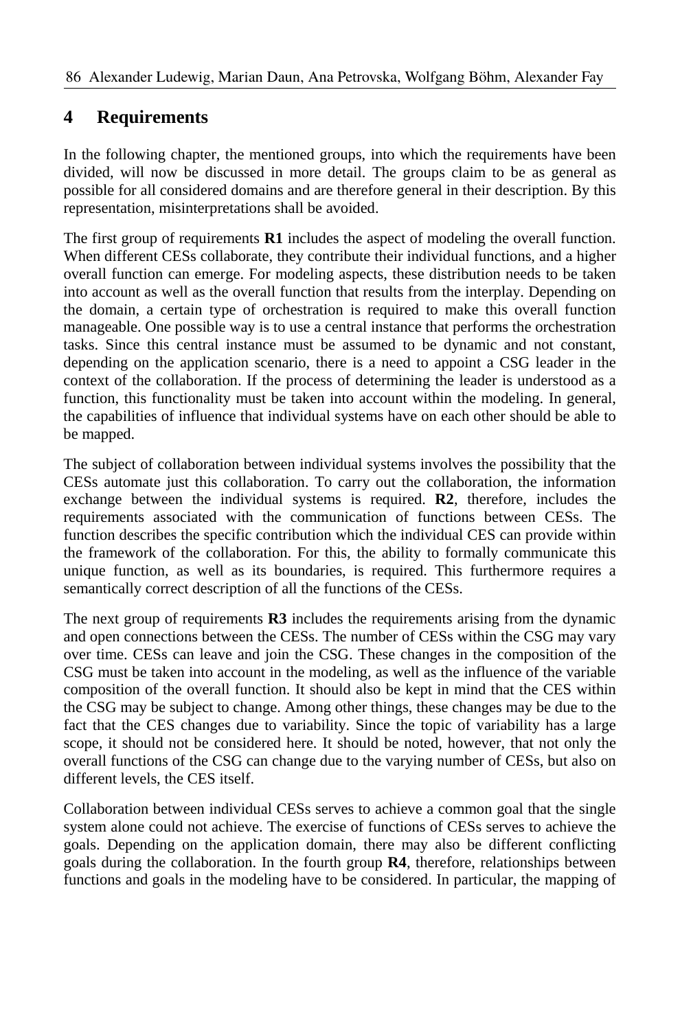## 4 Requirements

In the following chapter, the mentioned groups, into which the requirements have been divided, will now be discussed in more detail. The groups claim to be as general as possible for all considered domains and are therefore general in their description. By this representation, misinterpretations shall be avoided.

The first group of requirements **R1** includes the aspect of modeling the overall function. When different CESs collaborate, they contribute their individual functions, and a higher overall function can emerge. For modeling aspects, these distribution needs to be taken into account as well as the overall function that results from the interplay. Depending on the domain, a certain type of orchestration is required to make this overall function manageable. One possible way is to use a central instance that performs the orchestration tasks. Since this central instance must be assumed to be dynamic and not constant, depending on the application scenario, there is a need to appoint a CSG leader in the context of the collaboration. If the process of determining the leader is understood as a function, this functionality must be taken into account within the modeling. In general, the capabilities of influence that individual systems have on each other should be able to be mapped.

The subject of collaboration between individual systems involves the possibility that the CESs automate just this collaboration. To carry out the collaboration, the information exchange between the individual systems is required. **R2**, therefore, includes the requirements associated with the communication of functions between CESs. The function describes the specific contribution which the individual CES can provide within the framework of the collaboration. For this, the ability to formally communicate this unique function, as well as its boundaries, is required. This furthermore requires a semantically correct description of all the functions of the CESs.

The next group of requirements **R3** includes the requirements arising from the dynamic and open connections between the CESs. The number of CESs within the CSG may vary over time. CESs can leave and join the CSG. These changes in the composition of the CSG must be taken into account in the modeling, as well as the influence of the variable composition of the overall function. It should also be kept in mind that the CES within the CSG may be subject to change. Among other things, these changes may be due to the fact that the CES changes due to variability. Since the topic of variability has a large scope, it should not be considered here. It should be noted, however, that not only the overall functions of the CSG can change due to the varying number of CESs, but also on different levels, the CES itself.

Collaboration between individual CESs serves to achieve a common goal that the single system alone could not achieve. The exercise of functions of CESs serves to achieve the goals. Depending on the application domain, there may also be different conflicting goals during the collaboration. In the fourth group **R4**, therefore, relationships between functions and goals in the modeling have to be considered. In particular, the mapping of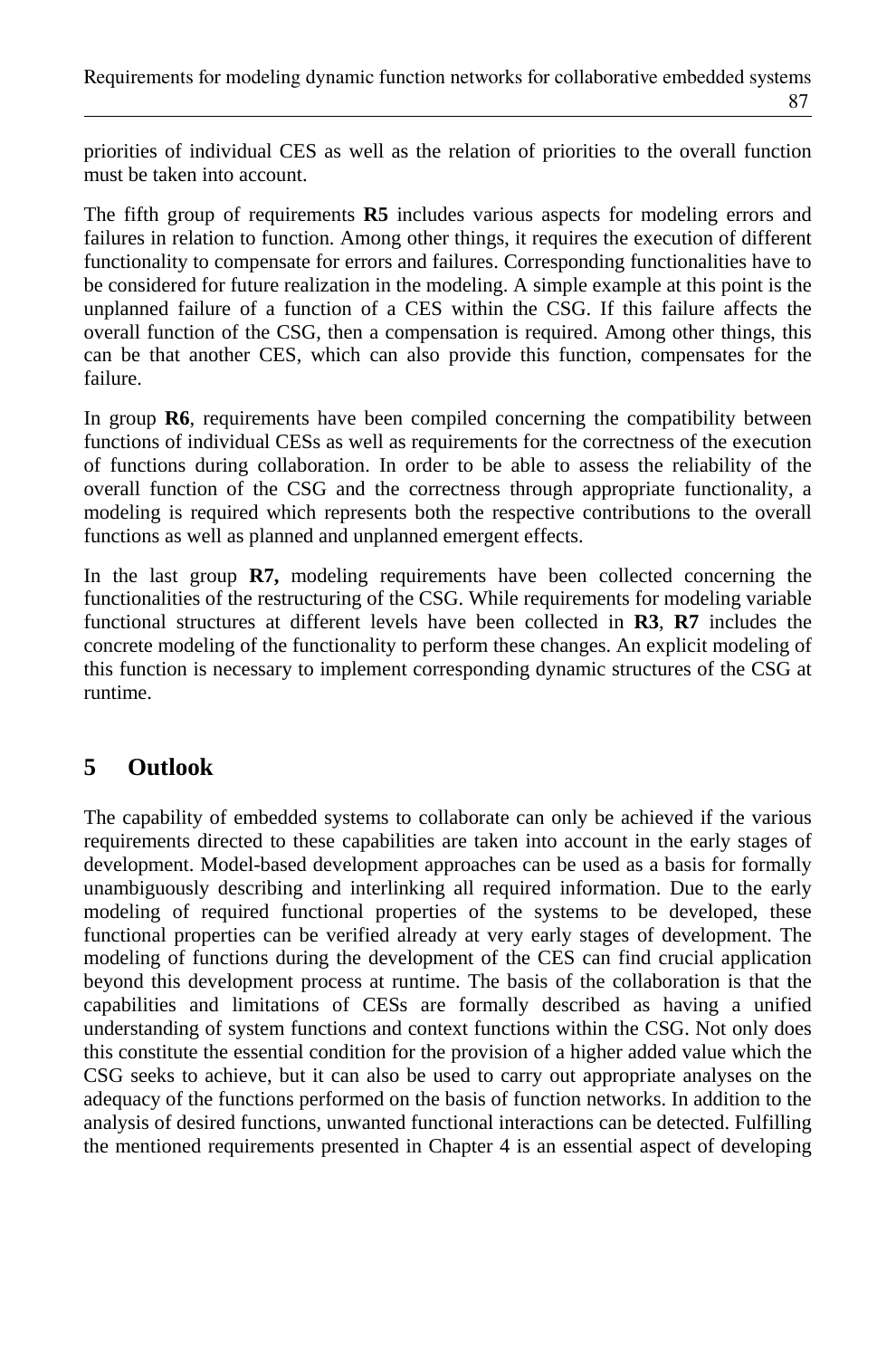priorities of individual CES as well as the relation of priorities to the overall function must be taken into account.

The fifth group of requirements **R5** includes various aspects for modeling errors and failures in relation to function. Among other things, it requires the execution of different functionality to compensate for errors and failures. Corresponding functionalities have to be considered for future realization in the modeling. A simple example at this point is the unplanned failure of a function of a CES within the CSG. If this failure affects the overall function of the CSG, then a compensation is required. Among other things, this can be that another CES, which can also provide this function, compensates for the failure.

In group **R6**, requirements have been compiled concerning the compatibility between functions of individual CESs as well as requirements for the correctness of the execution of functions during collaboration. In order to be able to assess the reliability of the overall function of the CSG and the correctness through appropriate functionality, a modeling is required which represents both the respective contributions to the overall functions as well as planned and unplanned emergent effects.

In the last group **R7,** modeling requirements have been collected concerning the functionalities of the restructuring of the CSG. While requirements for modeling variable functional structures at different levels have been collected in **R3**, **R7** includes the concrete modeling of the functionality to perform these changes. An explicit modeling of this function is necessary to implement corresponding dynamic structures of the CSG at runtime.

## 5 Outlook

The capability of embedded systems to collaborate can only be achieved if the various requirements directed to these capabilities are taken into account in the early stages of development. Model-based development approaches can be used as a basis for formally unambiguously describing and interlinking all required information. Due to the early modeling of required functional properties of the systems to be developed, these functional properties can be verified already at very early stages of development. The modeling of functions during the development of the CES can find crucial application beyond this development process at runtime. The basis of the collaboration is that the capabilities and limitations of CESs are formally described as having a unified understanding of system functions and context functions within the CSG. Not only does this constitute the essential condition for the provision of a higher added value which the CSG seeks to achieve, but it can also be used to carry out appropriate analyses on the adequacy of the functions performed on the basis of function networks. In addition to the analysis of desired functions, unwanted functional interactions can be detected. Fulfilling the mentioned requirements presented in Chapter 4 is an essential aspect of developing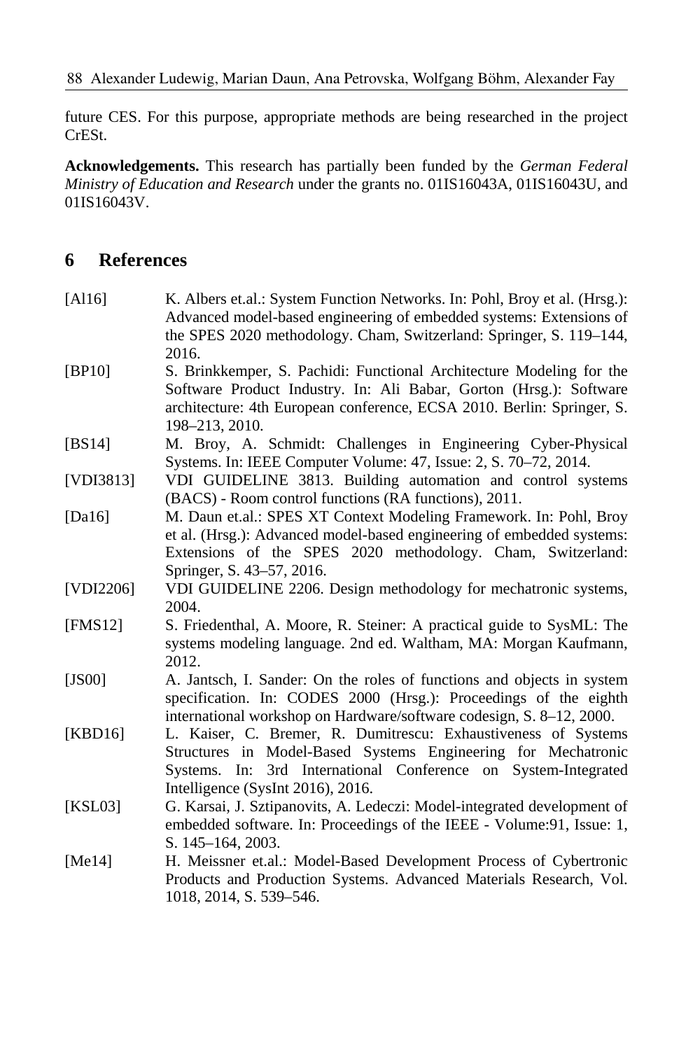future CES. For this purpose, appropriate methods are being researched in the project CrESt.

**Acknowledgements.** This research has partially been funded by the *German Federal Ministry of Education and Research* under the grants no. 01IS16043A, 01IS16043U, and 01IS16043V.

## 6 References

[Al16] K. Albers et.al.: System Function Networks. In: Pohl, Broy et al. (Hrsg.): Advanced model-based engineering of embedded systems: Extensions of the SPES 2020 methodology. Cham, Switzerland: Springer, S. 119–144, 2016.

[BP10] S. Brinkkemper, S. Pachidi: Functional Architecture Modeling for the Software Product Industry. In: Ali Babar, Gorton (Hrsg.): Software architecture: 4th European conference, ECSA 2010. Berlin: Springer, S. 198–213, 2010.

[BS14] M. Broy, A. Schmidt: Challenges in Engineering Cyber-Physical Systems. In: IEEE Computer Volume: 47, Issue: 2, S. 70–72, 2014.

[VDI3813] VDI GUIDELINE 3813. Building automation and control systems (BACS) - Room control functions (RA functions), 2011.

[Da16] M. Daun et.al.: SPES XT Context Modeling Framework. In: Pohl, Broy et al. (Hrsg.): Advanced model-based engineering of embedded systems: Extensions of the SPES 2020 methodology. Cham, Switzerland: Springer, S. 43–57, 2016.

[VDI2206] VDI GUIDELINE 2206. Design methodology for mechatronic systems, 2004.

[FMS12] S. Friedenthal, A. Moore, R. Steiner: A practical guide to SysML: The systems modeling language. 2nd ed. Waltham, MA: Morgan Kaufmann, 2012.

[JS00] A. Jantsch, I. Sander: On the roles of functions and objects in system specification. In: CODES 2000 (Hrsg.): Proceedings of the eighth international workshop on Hardware/software codesign, S. 8–12, 2000.

[KBD16] L. Kaiser, C. Bremer, R. Dumitrescu: Exhaustiveness of Systems Structures in Model-Based Systems Engineering for Mechatronic Systems. In: 3rd International Conference on System-Integrated Intelligence (SysInt 2016), 2016.

[KSL03] G. Karsai, J. Sztipanovits, A. Ledeczi: Model-integrated development of embedded software. In: Proceedings of the IEEE - Volume:91, Issue: 1, S. 145–164, 2003.

[Me14] H. Meissner et.al.: Model-Based Development Process of Cybertronic Products and Production Systems. Advanced Materials Research, Vol. 1018, 2014, S. 539–546.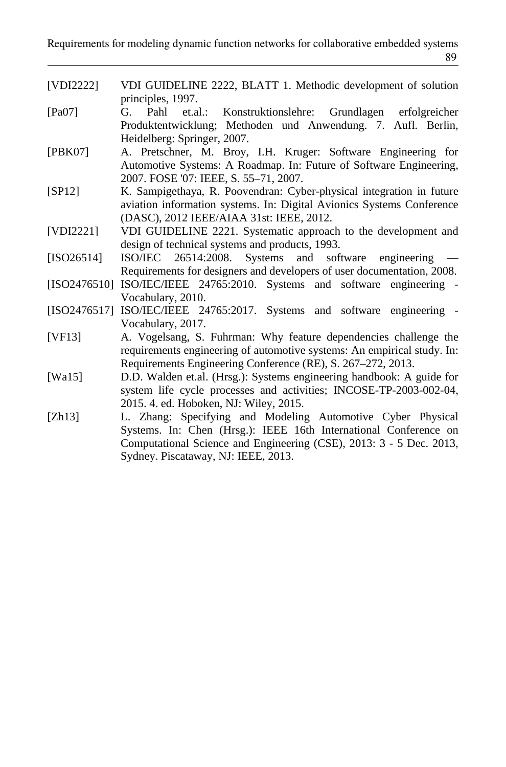[VDI2222] VDI GUIDELINE 2222, BLATT 1. Methodic development of solution principles, 1997.

[Pa07] G. Pahl et.al.: Konstruktionslehre: Grundlagen erfolgreicher Produktentwicklung; Methoden und Anwendung. 7. Aufl. Berlin, Heidelberg: Springer, 2007.

[PBK07] A. Pretschner, M. Broy, I.H. Kruger: Software Engineering for Automotive Systems: A Roadmap. In: Future of Software Engineering, 2007. FOSE '07: IEEE, S. 55–71, 2007.

[SP12] K. Sampigethaya, R. Poovendran: Cyber-physical integration in future aviation information systems. In: Digital Avionics Systems Conference (DASC), 2012 IEEE/AIAA 31st: IEEE, 2012.

[VDI2221] VDI GUIDELINE 2221. Systematic approach to the development and design of technical systems and products, 1993.

[ISO26514] ISO/IEC 26514:2008. Systems and software engineering — Requirements for designers and developers of user documentation, 2008.

[ISO2476510] ISO/IEC/IEEE 24765:2010. Systems and software engineering - Vocabulary, 2010.

[ISO2476517] ISO/IEC/IEEE 24765:2017. Systems and software engineering - Vocabulary, 2017.

[VF13] A. Vogelsang, S. Fuhrman: Why feature dependencies challenge the requirements engineering of automotive systems: An empirical study. In: Requirements Engineering Conference (RE), S. 267–272, 2013.

[Wa15] D.D. Walden et.al. (Hrsg.): Systems engineering handbook: A guide for system life cycle processes and activities; INCOSE-TP-2003-002-04, 2015. 4. ed. Hoboken, NJ: Wiley, 2015.

[Zh13] L. Zhang: Specifying and Modeling Automotive Cyber Physical Systems. In: Chen (Hrsg.): IEEE 16th International Conference on Computational Science and Engineering (CSE), 2013: 3 - 5 Dec. 2013, Sydney. Piscataway, NJ: IEEE, 2013.